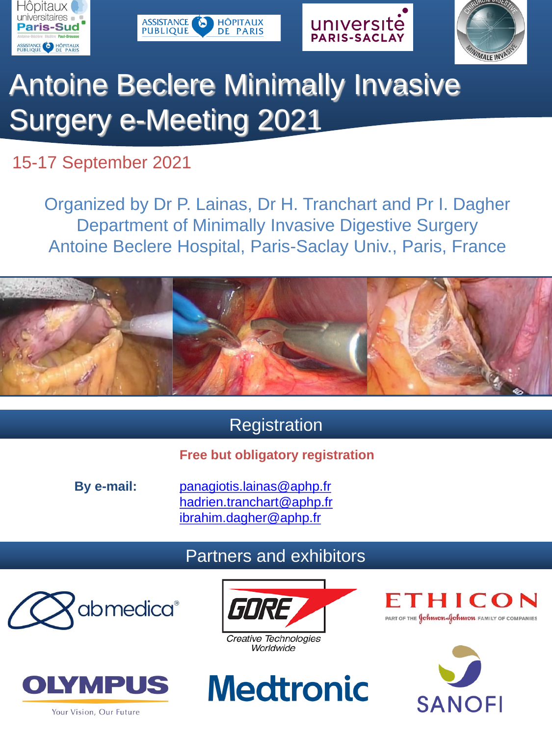# Antoine Beclere Minimally Invasive Surgery e-Meeting 2021

15-17 September 2021

Organized by Dr P. Lainas, Dr H. Tranchart and Pr I. Dagher
Department of Minimally Invasive Digestive Surgery
Antoine Beclere Hospital, Paris-Saclay Univ., Paris, France

## Registration

**Free but obligatory registration**

**By e-mail:**

panagiotis.lainas@aphp.fr
hadrien.tranchart@aphp.fr
ibrahim.dagher@aphp.fr

## Partners and exhibitors

abmedica®

GORE — Creative Technologies Worldwide

ETHICON — PART OF THE Johnson & Johnson FAMILY OF COMPANIES

OLYMPUS — Your Vision, Our Future

Medtronic

SANOFI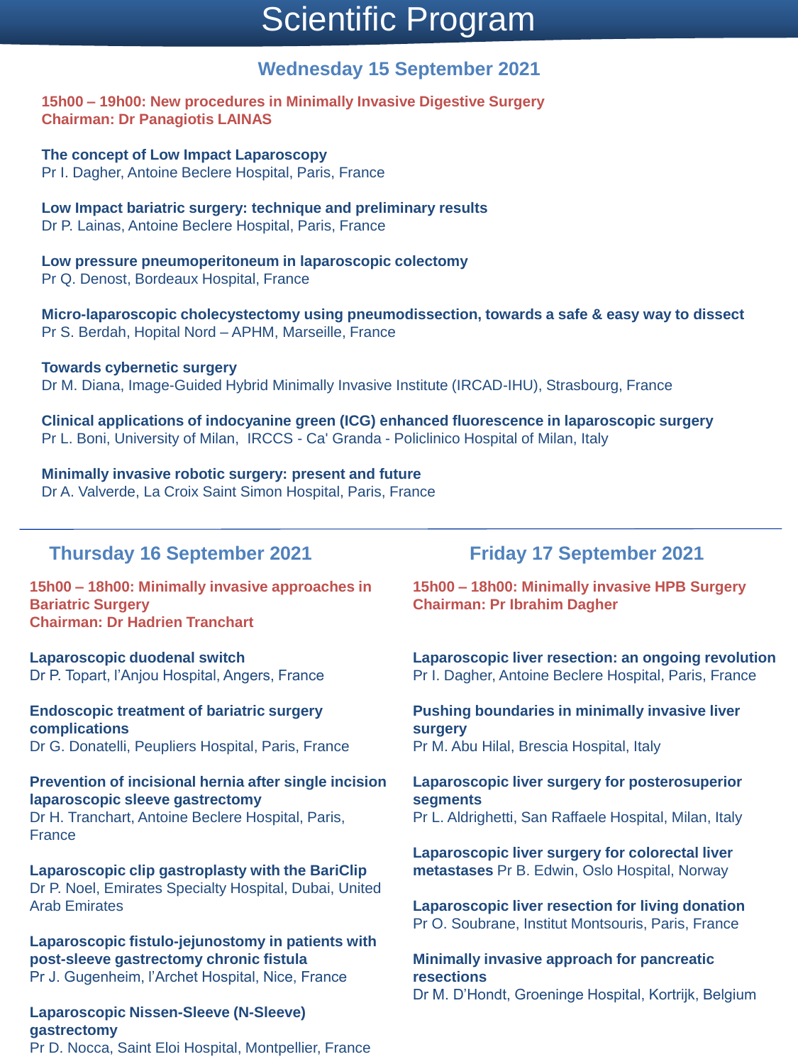# Scientific Program

## Wednesday 15 September 2021

**15h00 – 19h00: New procedures in Minimally Invasive Digestive Surgery**
**Chairman: Dr Panagiotis LAINAS**

**The concept of Low Impact Laparoscopy**
Pr I. Dagher, Antoine Beclere Hospital, Paris, France

**Low Impact bariatric surgery: technique and preliminary results**
Dr P. Lainas, Antoine Beclere Hospital, Paris, France

**Low pressure pneumoperitoneum in laparoscopic colectomy**
Pr Q. Denost, Bordeaux Hospital, France

**Micro-laparoscopic cholecystectomy using pneumodissection, towards a safe & easy way to dissect**
Pr S. Berdah, Hopital Nord – APHM, Marseille, France

**Towards cybernetic surgery**
Dr M. Diana, Image-Guided Hybrid Minimally Invasive Institute (IRCAD-IHU), Strasbourg, France

**Clinical applications of indocyanine green (ICG) enhanced fluorescence in laparoscopic surgery**
Pr L. Boni, University of Milan, IRCCS - Ca' Granda - Policlinico Hospital of Milan, Italy

**Minimally invasive robotic surgery: present and future**
Dr A. Valverde, La Croix Saint Simon Hospital, Paris, France

## Thursday 16 September 2021

**15h00 – 18h00: Minimally invasive approaches in Bariatric Surgery**
**Chairman: Dr Hadrien Tranchart**

**Laparoscopic duodenal switch**
Dr P. Topart, l'Anjou Hospital, Angers, France

**Endoscopic treatment of bariatric surgery complications**
Dr G. Donatelli, Peupliers Hospital, Paris, France

**Prevention of incisional hernia after single incision laparoscopic sleeve gastrectomy**
Dr H. Tranchart, Antoine Beclere Hospital, Paris, France

**Laparoscopic clip gastroplasty with the BariClip**
Dr P. Noel, Emirates Specialty Hospital, Dubai, United Arab Emirates

**Laparoscopic fistulo-jejunostomy in patients with post-sleeve gastrectomy chronic fistula**
Pr J. Gugenheim, l'Archet Hospital, Nice, France

**Laparoscopic Nissen-Sleeve (N-Sleeve) gastrectomy**
Pr D. Nocca, Saint Eloi Hospital, Montpellier, France

## Friday 17 September 2021

**15h00 – 18h00: Minimally invasive HPB Surgery**
**Chairman: Pr Ibrahim Dagher**

**Laparoscopic liver resection: an ongoing revolution**
Pr I. Dagher, Antoine Beclere Hospital, Paris, France

**Pushing boundaries in minimally invasive liver surgery**
Pr M. Abu Hilal, Brescia Hospital, Italy

**Laparoscopic liver surgery for posterosuperior segments**
Pr L. Aldrighetti, San Raffaele Hospital, Milan, Italy

**Laparoscopic liver surgery for colorectal liver metastases** Pr B. Edwin, Oslo Hospital, Norway

**Laparoscopic liver resection for living donation**
Pr O. Soubrane, Institut Montsouris, Paris, France

**Minimally invasive approach for pancreatic resections**
Dr M. D'Hondt, Groeninge Hospital, Kortrijk, Belgium